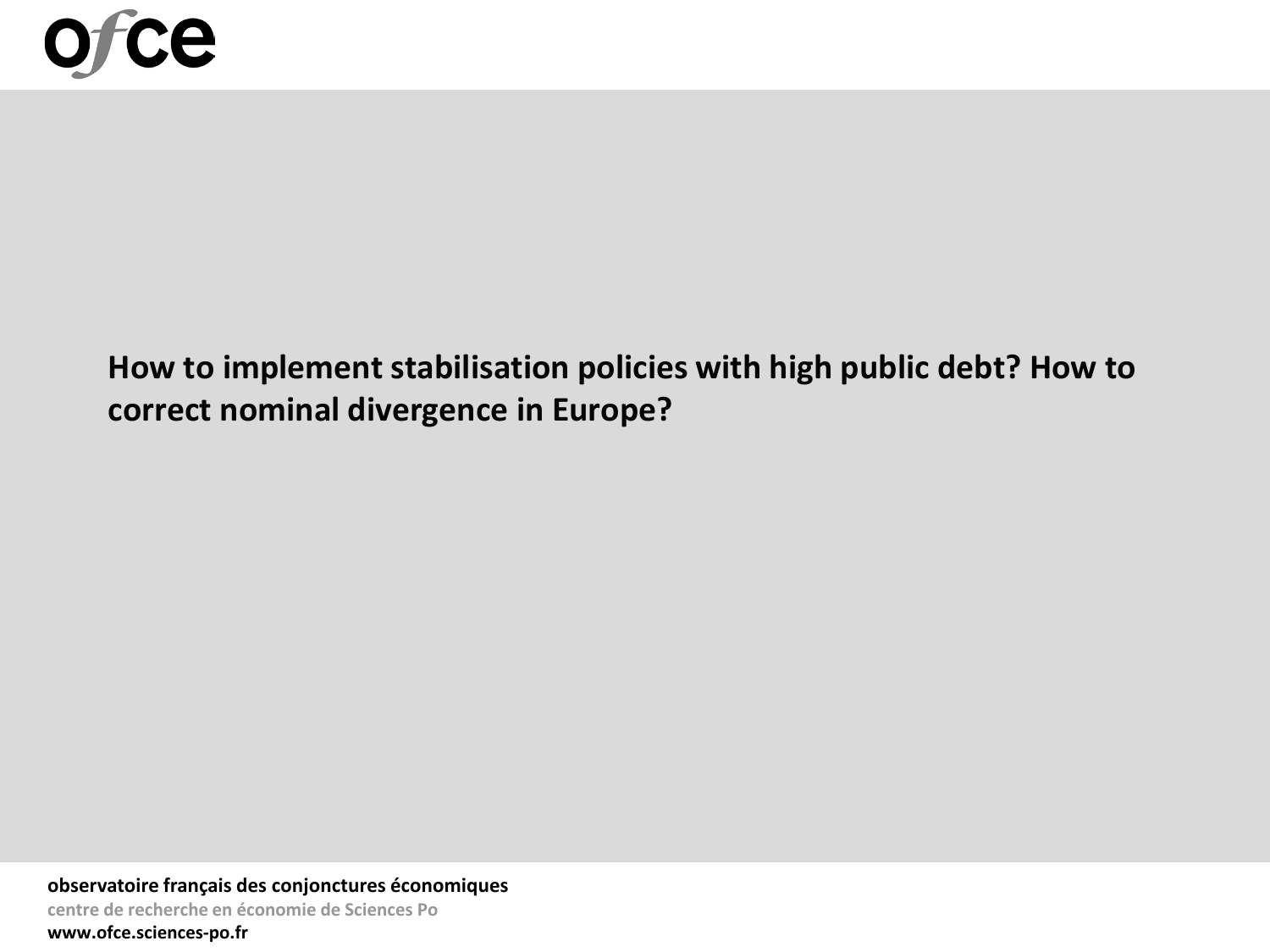ofce

# How to implement stabilisation policies with high public debt? How to correct nominal divergence in Europe?

**observatoire français des conjonctures économiques**

centre de recherche en économie de Sciences Po

**www.ofce.sciences-po.fr**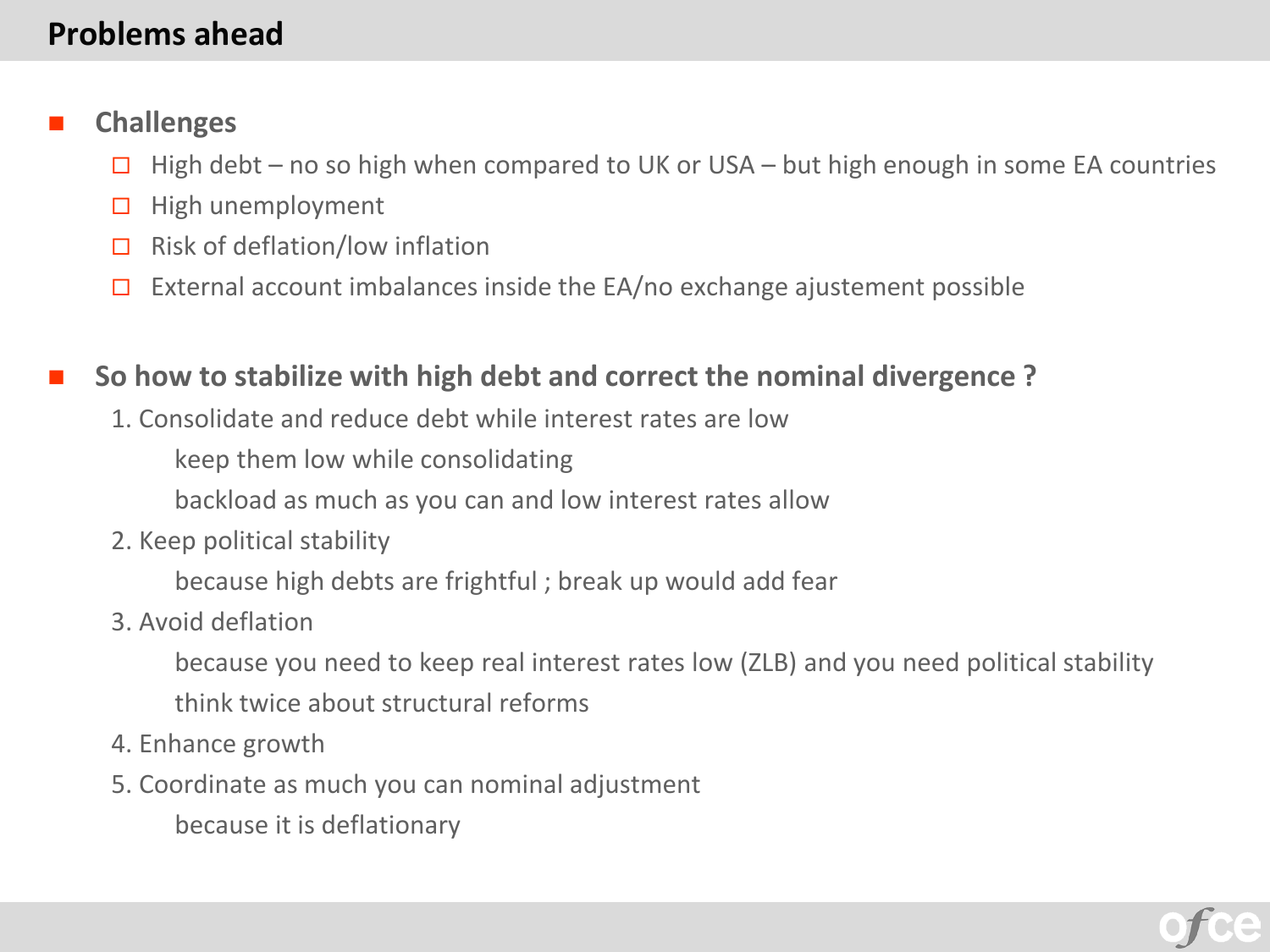## Problems ahead

- **Challenges**
  - High debt – no so high when compared to UK or USA – but high enough in some EA countries
  - High unemployment
  - Risk of deflation/low inflation
  - External account imbalances inside the EA/no exchange ajustement possible

- **So how to stabilize with high debt and correct the nominal divergence ?**
  1. Consolidate and reduce debt while interest rates are low
     
     keep them low while consolidating
     
     backload as much as you can and low interest rates allow
  2. Keep political stability
     
     because high debts are frightful ; break up would add fear
  3. Avoid deflation
     
     because you need to keep real interest rates low (ZLB) and you need political stability
     
     think twice about structural reforms
  4. Enhance growth
  5. Coordinate as much you can nominal adjustment
     
     because it is deflationary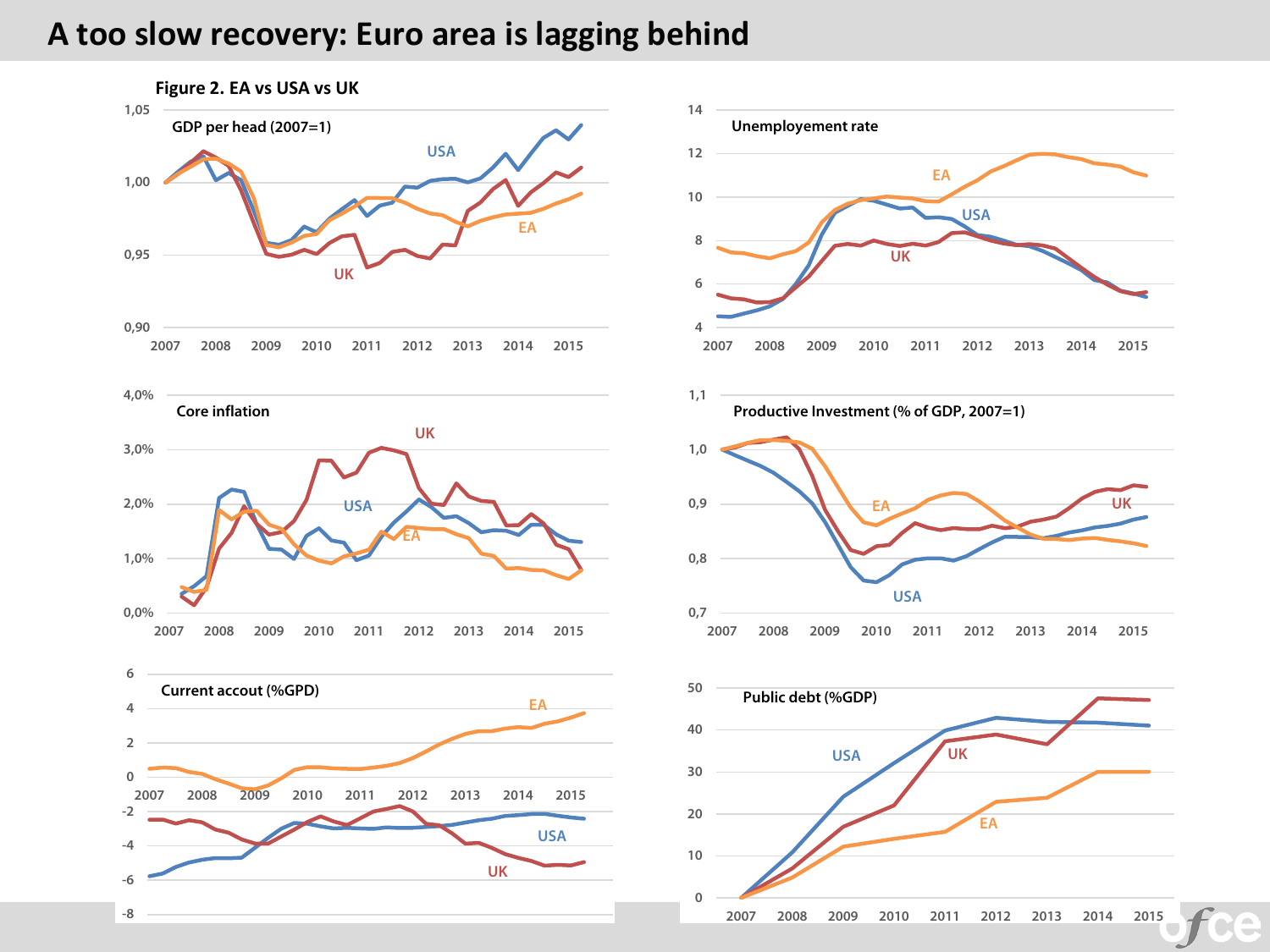# A too slow recovery: Euro area is lagging behind

**Figure 2. EA vs USA vs UK**

GDP per head (2007=1)

Unemployement rate

Core inflation

Productive Investment (% of GDP, 2007=1)

Current accout (%GPD)

Public debt (%GDP)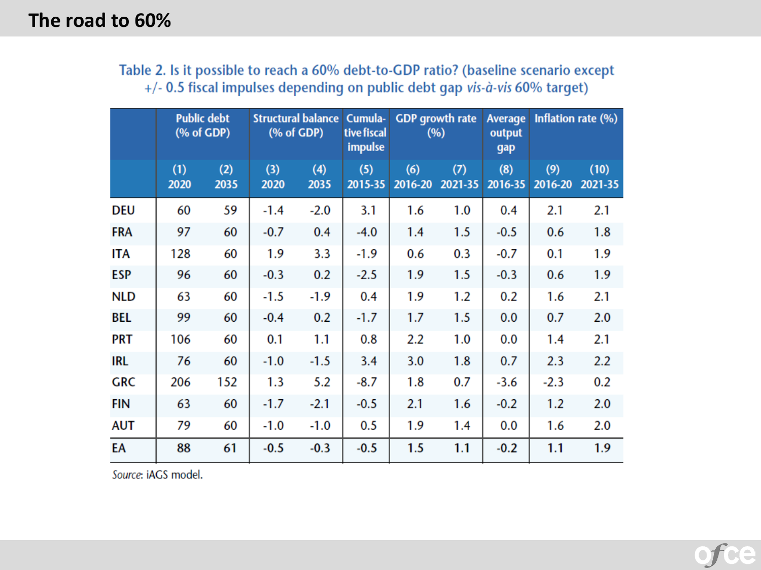# The road to 60%

Table 2. Is it possible to reach a 60% debt-to-GDP ratio? (baseline scenario except +/- 0.5 fiscal impulses depending on public debt gap *vis-à-vis* 60% target)

| | Public debt (% of GDP) | | Structural balance (% of GDP) | | Cumulative fiscal impulse | GDP growth rate (%) | | Average output gap | Inflation rate (%) | |
|---|---|---|---|---|---|---|---|---|---|---|
| | (1) 2020 | (2) 2035 | (3) 2020 | (4) 2035 | (5) 2015-35 | (6) 2016-20 | (7) 2021-35 | (8) 2016-35 | (9) 2016-20 | (10) 2021-35 |
| DEU | 60 | 59 | -1.4 | -2.0 | 3.1 | 1.6 | 1.0 | 0.4 | 2.1 | 2.1 |
| FRA | 97 | 60 | -0.7 | 0.4 | -4.0 | 1.4 | 1.5 | -0.5 | 0.6 | 1.8 |
| ITA | 128 | 60 | 1.9 | 3.3 | -1.9 | 0.6 | 0.3 | -0.7 | 0.1 | 1.9 |
| ESP | 96 | 60 | -0.3 | 0.2 | -2.5 | 1.9 | 1.5 | -0.3 | 0.6 | 1.9 |
| NLD | 63 | 60 | -1.5 | -1.9 | 0.4 | 1.9 | 1.2 | 0.2 | 1.6 | 2.1 |
| BEL | 99 | 60 | -0.4 | 0.2 | -1.7 | 1.7 | 1.5 | 0.0 | 0.7 | 2.0 |
| PRT | 106 | 60 | 0.1 | 1.1 | 0.8 | 2.2 | 1.0 | 0.0 | 1.4 | 2.1 |
| IRL | 76 | 60 | -1.0 | -1.5 | 3.4 | 3.0 | 1.8 | 0.7 | 2.3 | 2.2 |
| GRC | 206 | 152 | 1.3 | 5.2 | -8.7 | 1.8 | 0.7 | -3.6 | -2.3 | 0.2 |
| FIN | 63 | 60 | -1.7 | -2.1 | -0.5 | 2.1 | 1.6 | -0.2 | 1.2 | 2.0 |
| AUT | 79 | 60 | -1.0 | -1.0 | 0.5 | 1.9 | 1.4 | 0.0 | 1.6 | 2.0 |
| EA | 88 | 61 | -0.5 | -0.3 | -0.5 | 1.5 | 1.1 | -0.2 | 1.1 | 1.9 |

*Source*: iAGS model.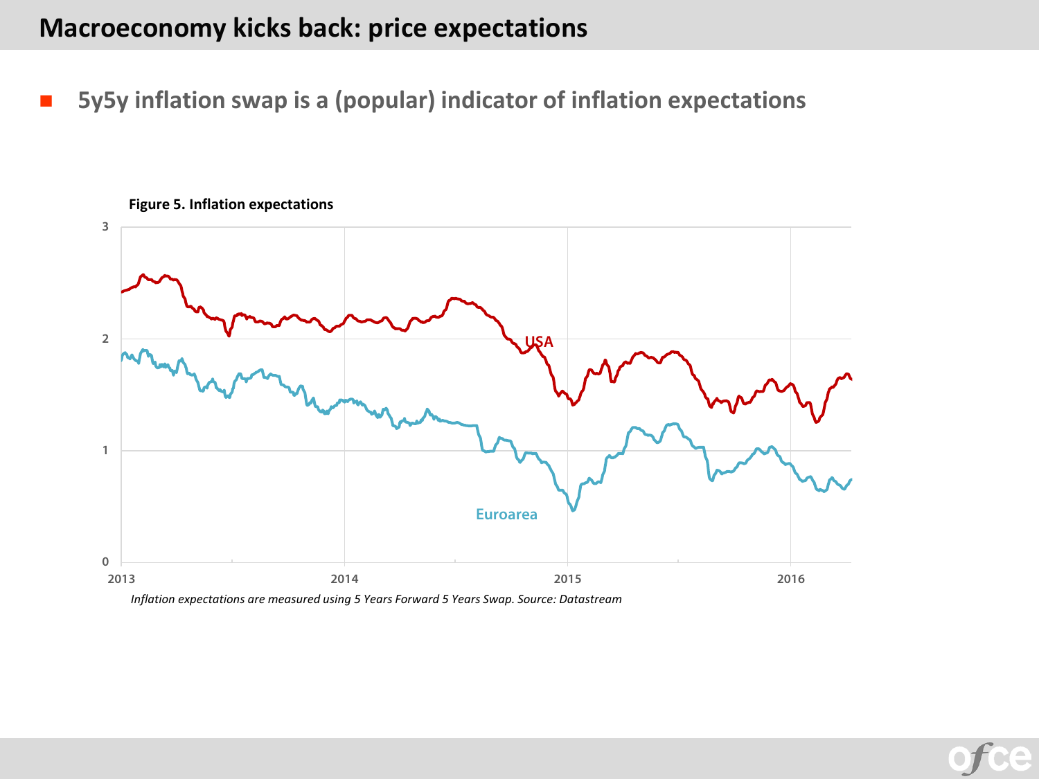# Macroeconomy kicks back: price expectations

- **5y5y inflation swap is a (popular) indicator of inflation expectations**

**Figure 5. Inflation expectations**

*Inflation expectations are measured using 5 Years Forward 5 Years Swap. Source: Datastream*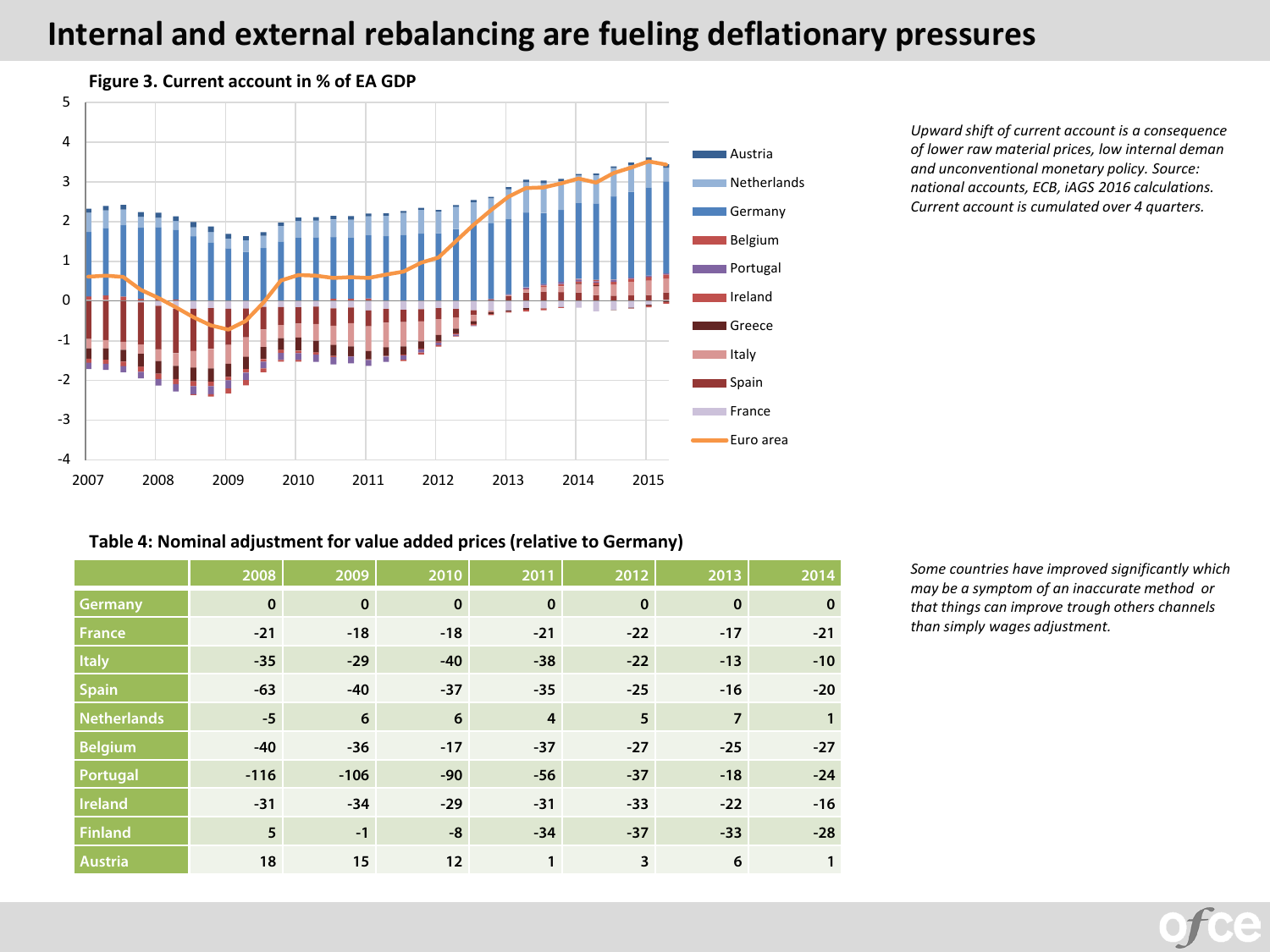# Internal and external rebalancing are fueling deflationary pressures

**Figure 3. Current account in % of EA GDP**

*Upward shift of current account is a consequence of lower raw material prices, low internal deman and unconventional monetary policy. Source: national accounts, ECB, iAGS 2016 calculations. Current account is cumulated over 4 quarters.*

**Table 4: Nominal adjustment for value added prices (relative to Germany)**

| | 2008 | 2009 | 2010 | 2011 | 2012 | 2013 | 2014 |
|---|---|---|---|---|---|---|---|
| Germany | 0 | 0 | 0 | 0 | 0 | 0 | 0 |
| France | -21 | -18 | -18 | -21 | -22 | -17 | -21 |
| Italy | -35 | -29 | -40 | -38 | -22 | -13 | -10 |
| Spain | -63 | -40 | -37 | -35 | -25 | -16 | -20 |
| Netherlands | -5 | 6 | 6 | 4 | 5 | 7 | 1 |
| Belgium | -40 | -36 | -17 | -37 | -27 | -25 | -27 |
| Portugal | -116 | -106 | -90 | -56 | -37 | -18 | -24 |
| Ireland | -31 | -34 | -29 | -31 | -33 | -22 | -16 |
| Finland | 5 | -1 | -8 | -34 | -37 | -33 | -28 |
| Austria | 18 | 15 | 12 | 1 | 3 | 6 | 1 |

*Some countries have improved significantly which may be a symptom of an inaccurate method or that things can improve trough others channels than simply wages adjustment.*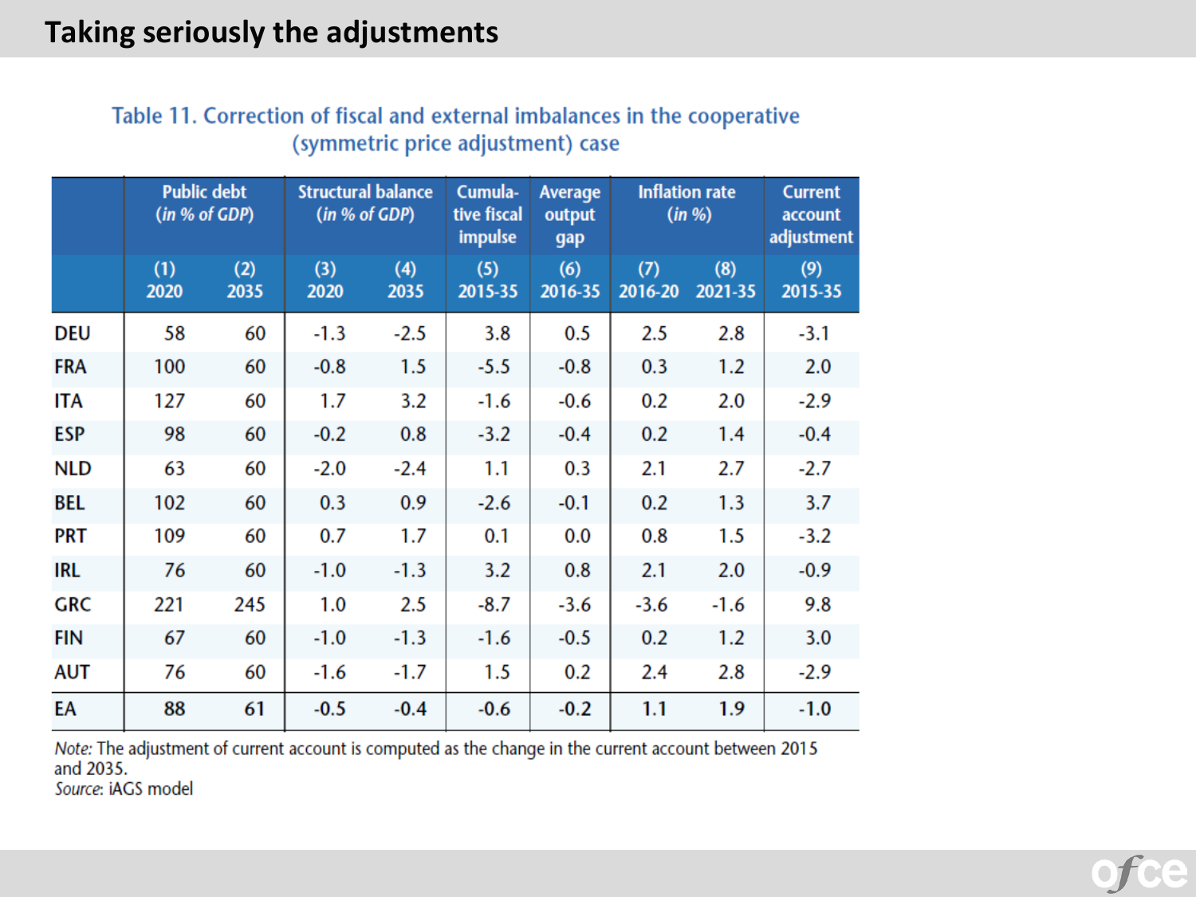# Taking seriously the adjustments

Table 11. Correction of fiscal and external imbalances in the cooperative (symmetric price adjustment) case

| | Public debt (*in % of GDP*) | | Structural balance (*in % of GDP*) | | Cumulative fiscal impulse | Average output gap | Inflation rate (*in %*) | | Current account adjustment |
|---|---|---|---|---|---|---|---|---|---|
| | (1) 2020 | (2) 2035 | (3) 2020 | (4) 2035 | (5) 2015-35 | (6) 2016-35 | (7) 2016-20 | (8) 2021-35 | (9) 2015-35 |
| DEU | 58 | 60 | -1.3 | -2.5 | 3.8 | 0.5 | 2.5 | 2.8 | -3.1 |
| FRA | 100 | 60 | -0.8 | 1.5 | -5.5 | -0.8 | 0.3 | 1.2 | 2.0 |
| ITA | 127 | 60 | 1.7 | 3.2 | -1.6 | -0.6 | 0.2 | 2.0 | -2.9 |
| ESP | 98 | 60 | -0.2 | 0.8 | -3.2 | -0.4 | 0.2 | 1.4 | -0.4 |
| NLD | 63 | 60 | -2.0 | -2.4 | 1.1 | 0.3 | 2.1 | 2.7 | -2.7 |
| BEL | 102 | 60 | 0.3 | 0.9 | -2.6 | -0.1 | 0.2 | 1.3 | 3.7 |
| PRT | 109 | 60 | 0.7 | 1.7 | 0.1 | 0.0 | 0.8 | 1.5 | -3.2 |
| IRL | 76 | 60 | -1.0 | -1.3 | 3.2 | 0.8 | 2.1 | 2.0 | -0.9 |
| GRC | 221 | 245 | 1.0 | 2.5 | -8.7 | -3.6 | -3.6 | -1.6 | 9.8 |
| FIN | 67 | 60 | -1.0 | -1.3 | -1.6 | -0.5 | 0.2 | 1.2 | 3.0 |
| AUT | 76 | 60 | -1.6 | -1.7 | 1.5 | 0.2 | 2.4 | 2.8 | -2.9 |
| EA | 88 | 61 | -0.5 | -0.4 | -0.6 | -0.2 | 1.1 | 1.9 | -1.0 |

*Note:* The adjustment of current account is computed as the change in the current account between 2015 and 2035.
*Source:* iAGS model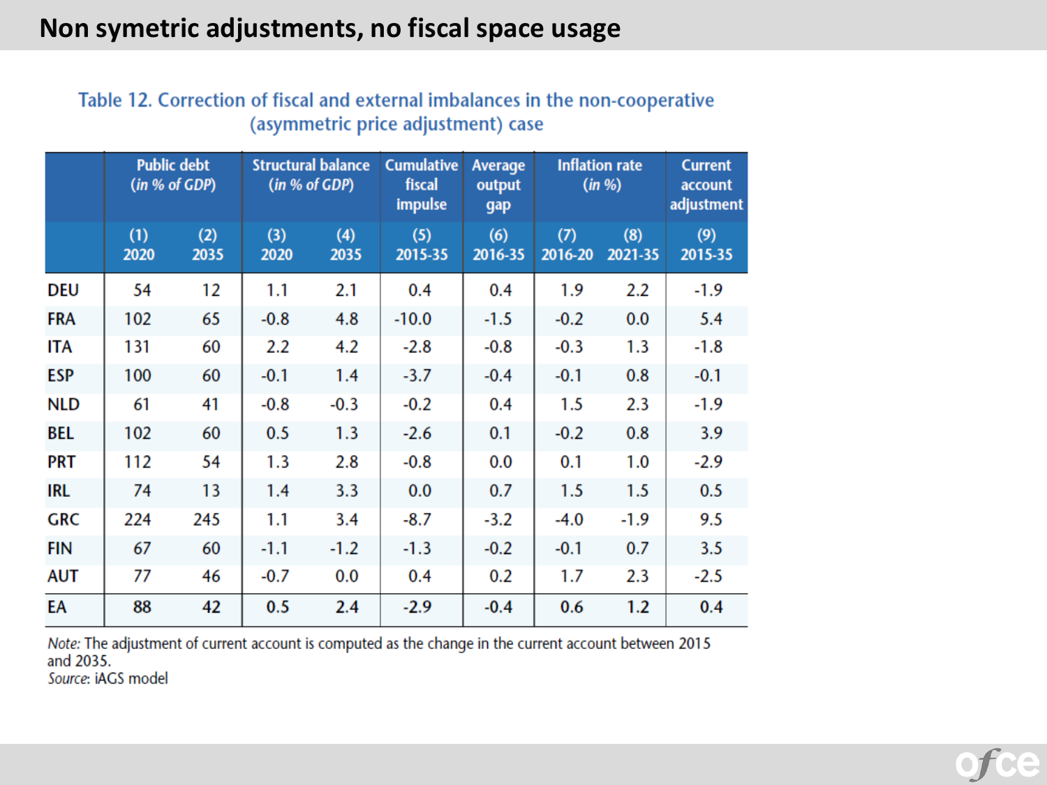# Non symetric adjustments, no fiscal space usage

Table 12. Correction of fiscal and external imbalances in the non-cooperative (asymmetric price adjustment) case

| | Public debt (*in % of GDP*) | | Structural balance (*in % of GDP*) | | Cumulative fiscal impulse | Average output gap | Inflation rate (*in %*) | | Current account adjustment |
|---|---|---|---|---|---|---|---|---|---|
| | (1) 2020 | (2) 2035 | (3) 2020 | (4) 2035 | (5) 2015-35 | (6) 2016-35 | (7) 2016-20 | (8) 2021-35 | (9) 2015-35 |
| DEU | 54 | 12 | 1.1 | 2.1 | 0.4 | 0.4 | 1.9 | 2.2 | -1.9 |
| FRA | 102 | 65 | -0.8 | 4.8 | -10.0 | -1.5 | -0.2 | 0.0 | 5.4 |
| ITA | 131 | 60 | 2.2 | 4.2 | -2.8 | -0.8 | -0.3 | 1.3 | -1.8 |
| ESP | 100 | 60 | -0.1 | 1.4 | -3.7 | -0.4 | -0.1 | 0.8 | -0.1 |
| NLD | 61 | 41 | -0.8 | -0.3 | -0.2 | 0.4 | 1.5 | 2.3 | -1.9 |
| BEL | 102 | 60 | 0.5 | 1.3 | -2.6 | 0.1 | -0.2 | 0.8 | 3.9 |
| PRT | 112 | 54 | 1.3 | 2.8 | -0.8 | 0.0 | 0.1 | 1.0 | -2.9 |
| IRL | 74 | 13 | 1.4 | 3.3 | 0.0 | 0.7 | 1.5 | 1.5 | 0.5 |
| GRC | 224 | 245 | 1.1 | 3.4 | -8.7 | -3.2 | -4.0 | -1.9 | 9.5 |
| FIN | 67 | 60 | -1.1 | -1.2 | -1.3 | -0.2 | -0.1 | 0.7 | 3.5 |
| AUT | 77 | 46 | -0.7 | 0.0 | 0.4 | 0.2 | 1.7 | 2.3 | -2.5 |
| EA | 88 | 42 | 0.5 | 2.4 | -2.9 | -0.4 | 0.6 | 1.2 | 0.4 |

*Note:* The adjustment of current account is computed as the change in the current account between 2015 and 2035.
*Source:* iAGS model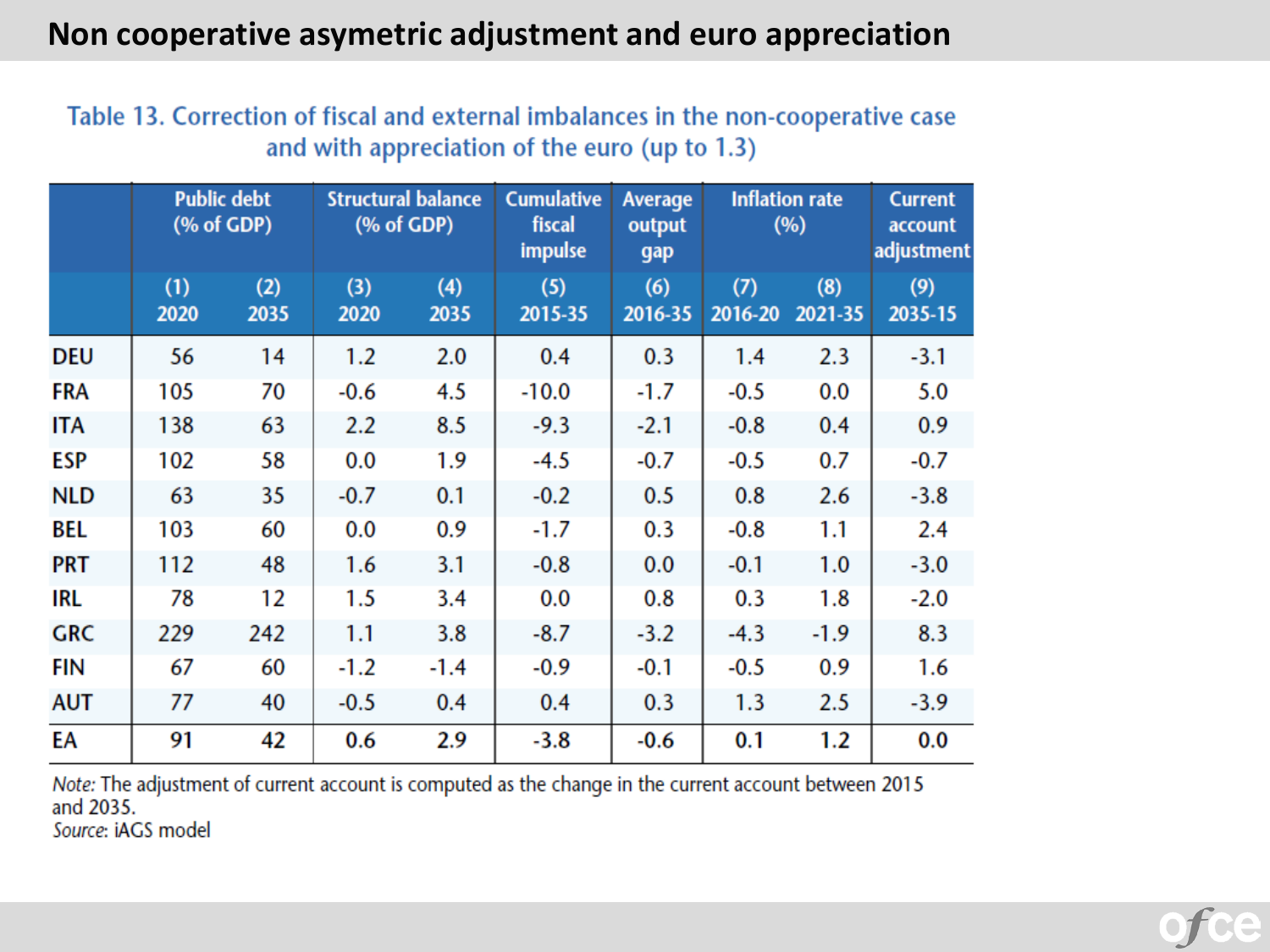# Non cooperative asymetric adjustment and euro appreciation

Table 13. Correction of fiscal and external imbalances in the non-cooperative case and with appreciation of the euro (up to 1.3)

| | Public debt (% of GDP) | | Structural balance (% of GDP) | | Cumulative fiscal impulse | Average output gap | Inflation rate (%) | | Current account adjustment |
|---|---|---|---|---|---|---|---|---|---|
| | (1) 2020 | (2) 2035 | (3) 2020 | (4) 2035 | (5) 2015-35 | (6) 2016-35 | (7) 2016-20 | (8) 2021-35 | (9) 2035-15 |
| DEU | 56 | 14 | 1.2 | 2.0 | 0.4 | 0.3 | 1.4 | 2.3 | -3.1 |
| FRA | 105 | 70 | -0.6 | 4.5 | -10.0 | -1.7 | -0.5 | 0.0 | 5.0 |
| ITA | 138 | 63 | 2.2 | 8.5 | -9.3 | -2.1 | -0.8 | 0.4 | 0.9 |
| ESP | 102 | 58 | 0.0 | 1.9 | -4.5 | -0.7 | -0.5 | 0.7 | -0.7 |
| NLD | 63 | 35 | -0.7 | 0.1 | -0.2 | 0.5 | 0.8 | 2.6 | -3.8 |
| BEL | 103 | 60 | 0.0 | 0.9 | -1.7 | 0.3 | -0.8 | 1.1 | 2.4 |
| PRT | 112 | 48 | 1.6 | 3.1 | -0.8 | 0.0 | -0.1 | 1.0 | -3.0 |
| IRL | 78 | 12 | 1.5 | 3.4 | 0.0 | 0.8 | 0.3 | 1.8 | -2.0 |
| GRC | 229 | 242 | 1.1 | 3.8 | -8.7 | -3.2 | -4.3 | -1.9 | 8.3 |
| FIN | 67 | 60 | -1.2 | -1.4 | -0.9 | -0.1 | -0.5 | 0.9 | 1.6 |
| AUT | 77 | 40 | -0.5 | 0.4 | 0.4 | 0.3 | 1.3 | 2.5 | -3.9 |
| **EA** | **91** | **42** | **0.6** | **2.9** | **-3.8** | **-0.6** | **0.1** | **1.2** | **0.0** |

*Note:* The adjustment of current account is computed as the change in the current account between 2015 and 2035.
*Source:* iAGS model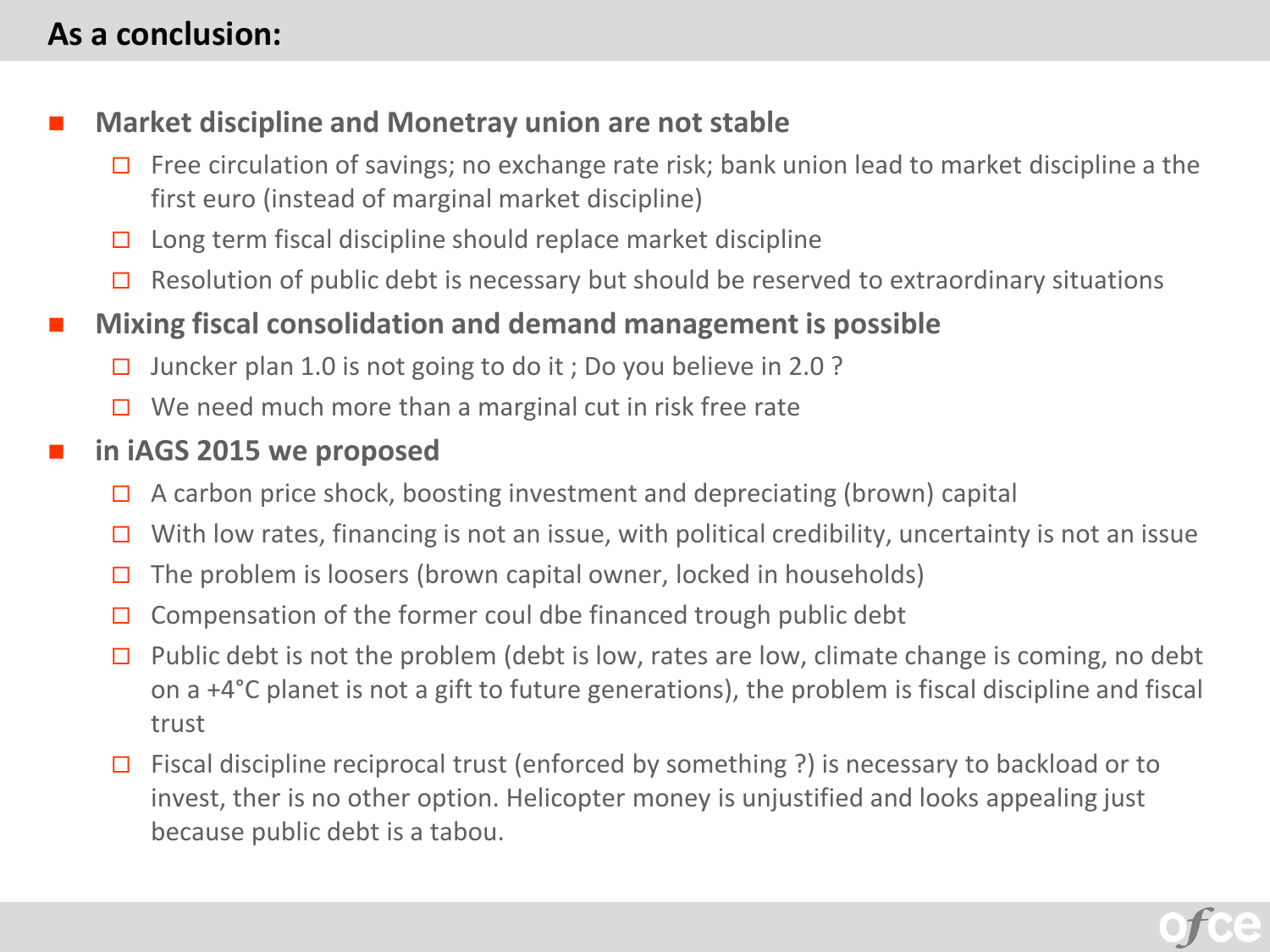## As a conclusion:

- **Market discipline and Monetray union are not stable**
  - Free circulation of savings; no exchange rate risk; bank union lead to market discipline a the first euro (instead of marginal market discipline)
  - Long term fiscal discipline should replace market discipline
  - Resolution of public debt is necessary but should be reserved to extraordinary situations
- **Mixing fiscal consolidation and demand management is possible**
  - Juncker plan 1.0 is not going to do it ; Do you believe in 2.0 ?
  - We need much more than a marginal cut in risk free rate
- **in iAGS 2015 we proposed**
  - A carbon price shock, boosting investment and depreciating (brown) capital
  - With low rates, financing is not an issue, with political credibility, uncertainty is not an issue
  - The problem is loosers (brown capital owner, locked in households)
  - Compensation of the former coul dbe financed trough public debt
  - Public debt is not the problem (debt is low, rates are low, climate change is coming, no debt on a +4°C planet is not a gift to future generations), the problem is fiscal discipline and fiscal trust
  - Fiscal discipline reciprocal trust (enforced by something ?) is necessary to backload or to invest, ther is no other option. Helicopter money is unjustified and looks appealing just because public debt is a tabou.